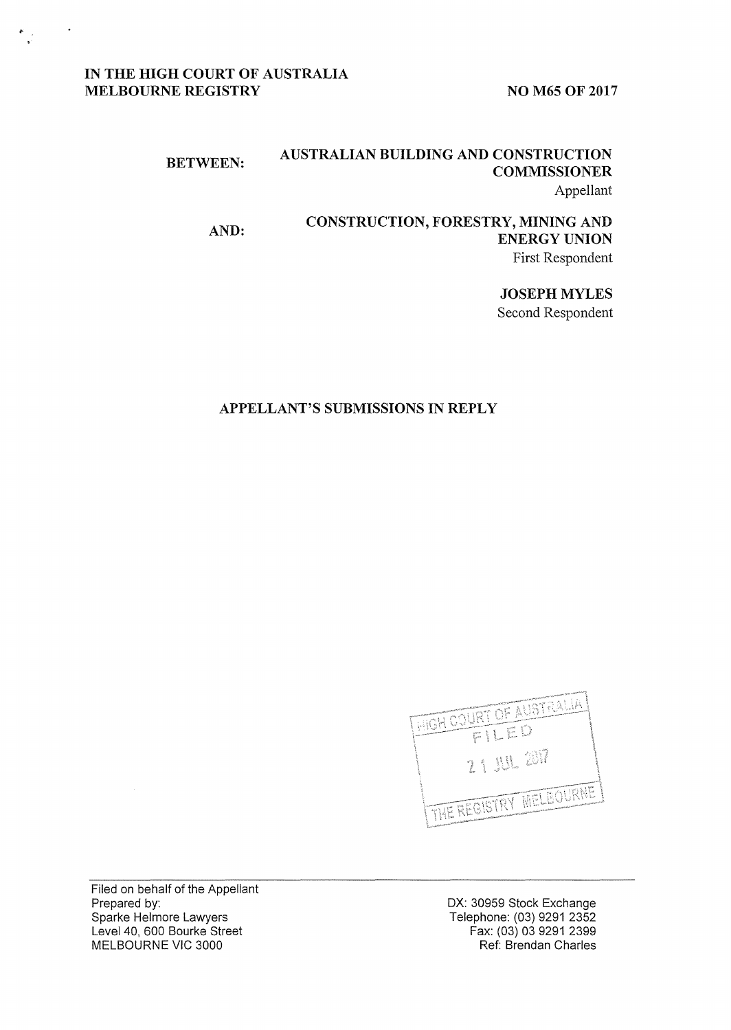**IN THE HIGH COURT OF AUSTRALIA**
**MELBOURNE REGISTRY**

**NO M65 OF 2017**

**BETWEEN:** **AUSTRALIAN BUILDING AND CONSTRUCTION COMMISSIONER**
Appellant

**AND:** **CONSTRUCTION, FORESTRY, MINING AND ENERGY UNION**
First Respondent

**JOSEPH MYLES**
Second Respondent

## APPELLANT'S SUBMISSIONS IN REPLY

HIGH COURT OF AUSTRALIA
FILED
21 JUL 2017
THE REGISTRY MELBOURNE

Filed on behalf of the Appellant
Prepared by:
Sparke Helmore Lawyers
Level 40, 600 Bourke Street
MELBOURNE VIC 3000

DX: 30959 Stock Exchange
Telephone: (03) 9291 2352
Fax: (03) 03 9291 2399
Ref: Brendan Charles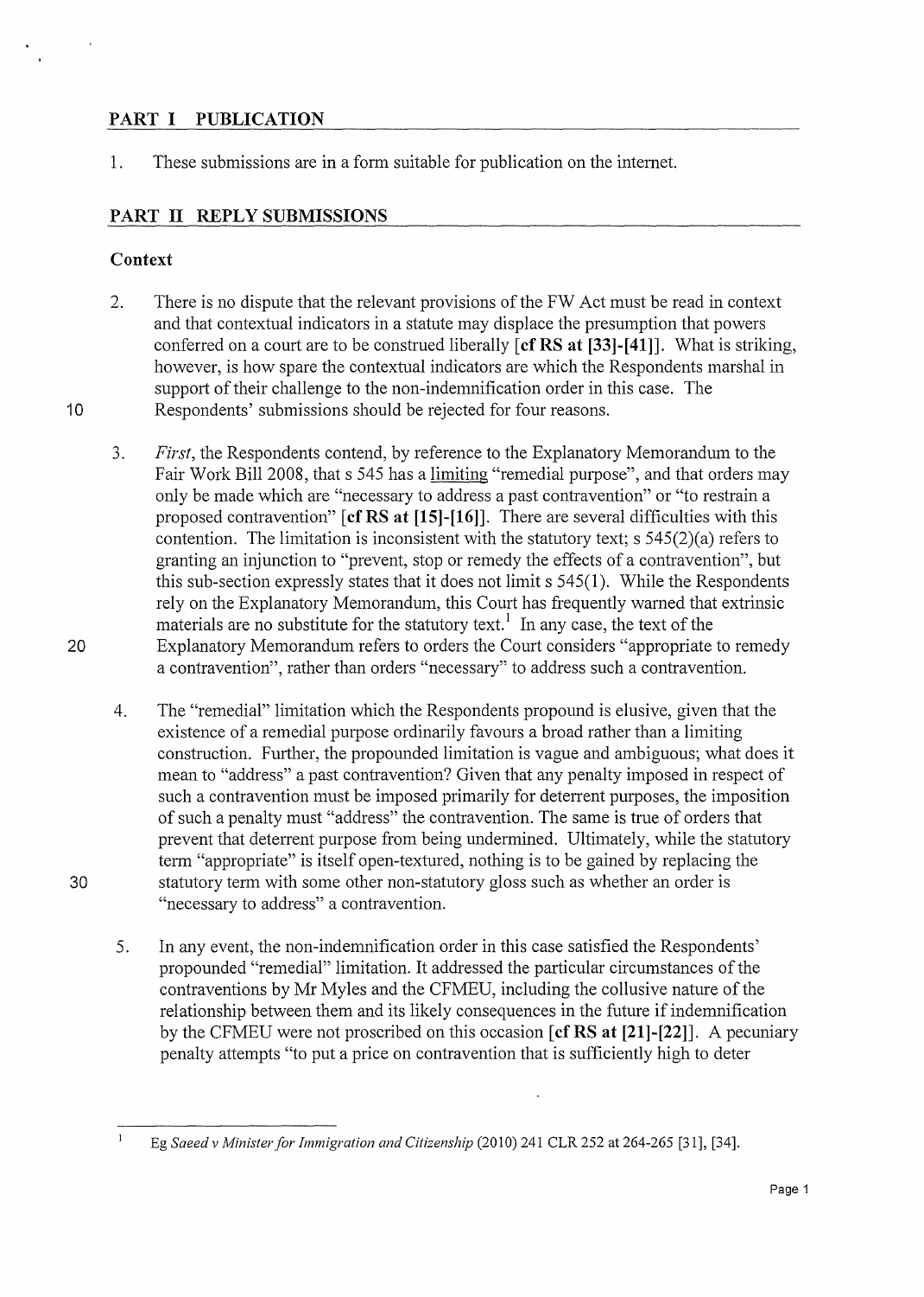## PART I PUBLICATION

1. These submissions are in a form suitable for publication on the internet.

## PART II REPLY SUBMISSIONS

### Context

2. There is no dispute that the relevant provisions of the FW Act must be read in context and that contextual indicators in a statute may displace the presumption that powers conferred on a court are to be construed liberally **[cf RS at [33]-[41]]**. What is striking, however, is how spare the contextual indicators are which the Respondents marshal in support of their challenge to the non-indemnification order in this case. The Respondents' submissions should be rejected for four reasons.

3. *First*, the Respondents contend, by reference to the Explanatory Memorandum to the Fair Work Bill 2008, that s 545 has a limiting "remedial purpose", and that orders may only be made which are "necessary to address a past contravention" or "to restrain a proposed contravention" **[cf RS at [15]-[16]]**. There are several difficulties with this contention. The limitation is inconsistent with the statutory text; s 545(2)(a) refers to granting an injunction to "prevent, stop or remedy the effects of a contravention", but this sub-section expressly states that it does not limit s 545(1). While the Respondents rely on the Explanatory Memorandum, this Court has frequently warned that extrinsic materials are no substitute for the statutory text.[1] In any case, the text of the Explanatory Memorandum refers to orders the Court considers "appropriate to remedy a contravention", rather than orders "necessary" to address such a contravention.

4. The "remedial" limitation which the Respondents propound is elusive, given that the existence of a remedial purpose ordinarily favours a broad rather than a limiting construction. Further, the propounded limitation is vague and ambiguous; what does it mean to "address" a past contravention? Given that any penalty imposed in respect of such a contravention must be imposed primarily for deterrent purposes, the imposition of such a penalty must "address" the contravention. The same is true of orders that prevent that deterrent purpose from being undermined. Ultimately, while the statutory term "appropriate" is itself open-textured, nothing is to be gained by replacing the statutory term with some other non-statutory gloss such as whether an order is "necessary to address" a contravention.

5. In any event, the non-indemnification order in this case satisfied the Respondents' propounded "remedial" limitation. It addressed the particular circumstances of the contraventions by Mr Myles and the CFMEU, including the collusive nature of the relationship between them and its likely consequences in the future if indemnification by the CFMEU were not proscribed on this occasion **[cf RS at [21]-[22]]**. A pecuniary penalty attempts "to put a price on contravention that is sufficiently high to deter

---

[1] Eg *Saeed v Minister for Immigration and Citizenship* (2010) 241 CLR 252 at 264-265 [31], [34].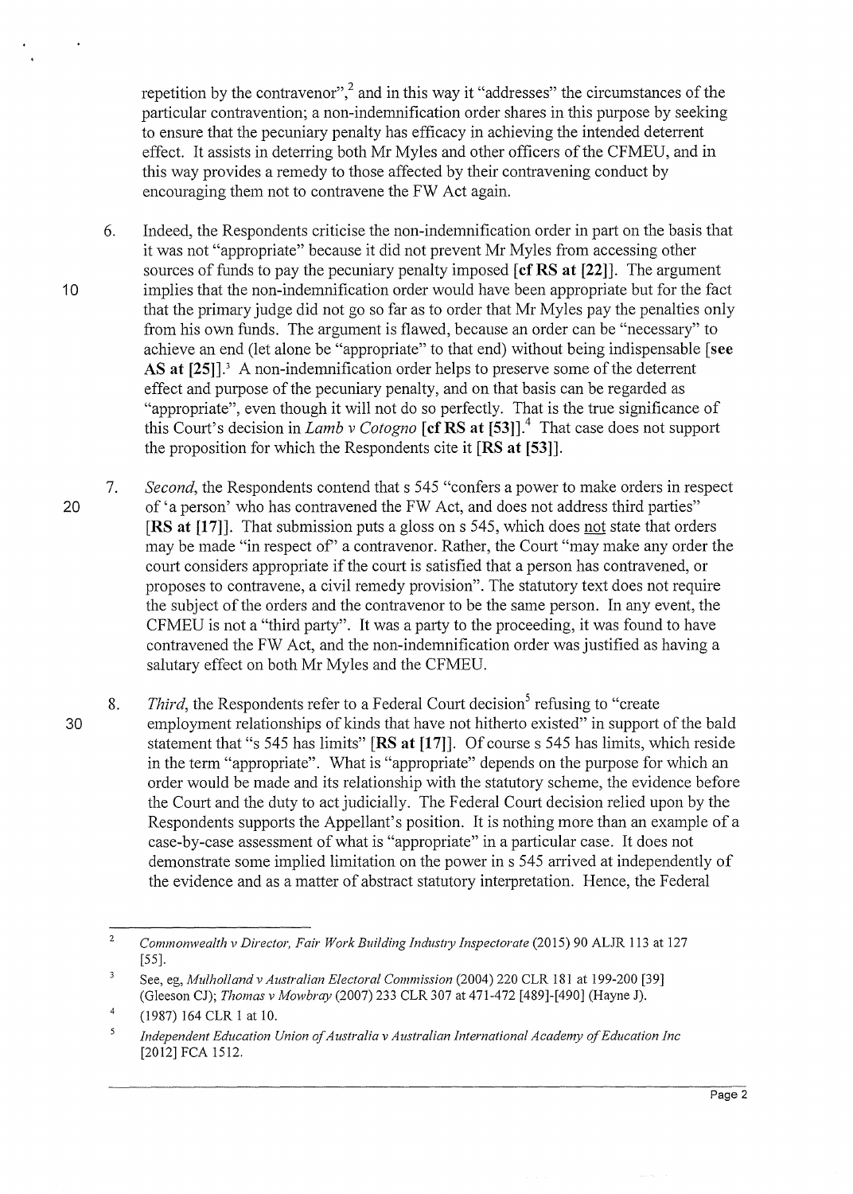repetition by the contravenor",[2] and in this way it "addresses" the circumstances of the particular contravention; a non-indemnification order shares in this purpose by seeking to ensure that the pecuniary penalty has efficacy in achieving the intended deterrent effect. It assists in deterring both Mr Myles and other officers of the CFMEU, and in this way provides a remedy to those affected by their contravening conduct by encouraging them not to contravene the FW Act again.

6. Indeed, the Respondents criticise the non-indemnification order in part on the basis that it was not "appropriate" because it did not prevent Mr Myles from accessing other sources of funds to pay the pecuniary penalty imposed [**cf RS at [22]**]. The argument implies that the non-indemnification order would have been appropriate but for the fact that the primary judge did not go so far as to order that Mr Myles pay the penalties only from his own funds. The argument is flawed, because an order can be "necessary" to achieve an end (let alone be "appropriate" to that end) without being indispensable [**see AS at [25]**].[3] A non-indemnification order helps to preserve some of the deterrent effect and purpose of the pecuniary penalty, and on that basis can be regarded as "appropriate", even though it will not do so perfectly. That is the true significance of this Court's decision in *Lamb v Cotogno* [**cf RS at [53]**].[4] That case does not support the proposition for which the Respondents cite it [**RS at [53]**].

7. *Second*, the Respondents contend that s 545 "confers a power to make orders in respect of 'a person' who has contravened the FW Act, and does not address third parties" [**RS at [17]**]. That submission puts a gloss on s 545, which does not state that orders may be made "in respect of" a contravenor. Rather, the Court "may make any order the court considers appropriate if the court is satisfied that a person has contravened, or proposes to contravene, a civil remedy provision". The statutory text does not require the subject of the orders and the contravenor to be the same person. In any event, the CFMEU is not a "third party". It was a party to the proceeding, it was found to have contravened the FW Act, and the non-indemnification order was justified as having a salutary effect on both Mr Myles and the CFMEU.

8. *Third*, the Respondents refer to a Federal Court decision[5] refusing to "create employment relationships of kinds that have not hitherto existed" in support of the bald statement that "s 545 has limits" [**RS at [17]**]. Of course s 545 has limits, which reside in the term "appropriate". What is "appropriate" depends on the purpose for which an order would be made and its relationship with the statutory scheme, the evidence before the Court and the duty to act judicially. The Federal Court decision relied upon by the Respondents supports the Appellant's position. It is nothing more than an example of a case-by-case assessment of what is "appropriate" in a particular case. It does not demonstrate some implied limitation on the power in s 545 arrived at independently of the evidence and as a matter of abstract statutory interpretation. Hence, the Federal

---

[2] *Commonwealth v Director, Fair Work Building Industry Inspectorate* (2015) 90 ALJR 113 at 127 [55].

[3] See, eg, *Mulholland v Australian Electoral Commission* (2004) 220 CLR 181 at 199-200 [39] (Gleeson CJ); *Thomas v Mowbray* (2007) 233 CLR 307 at 471-472 [489]-[490] (Hayne J).

[4] (1987) 164 CLR 1 at 10.

[5] *Independent Education Union of Australia v Australian International Academy of Education Inc* [2012] FCA 1512.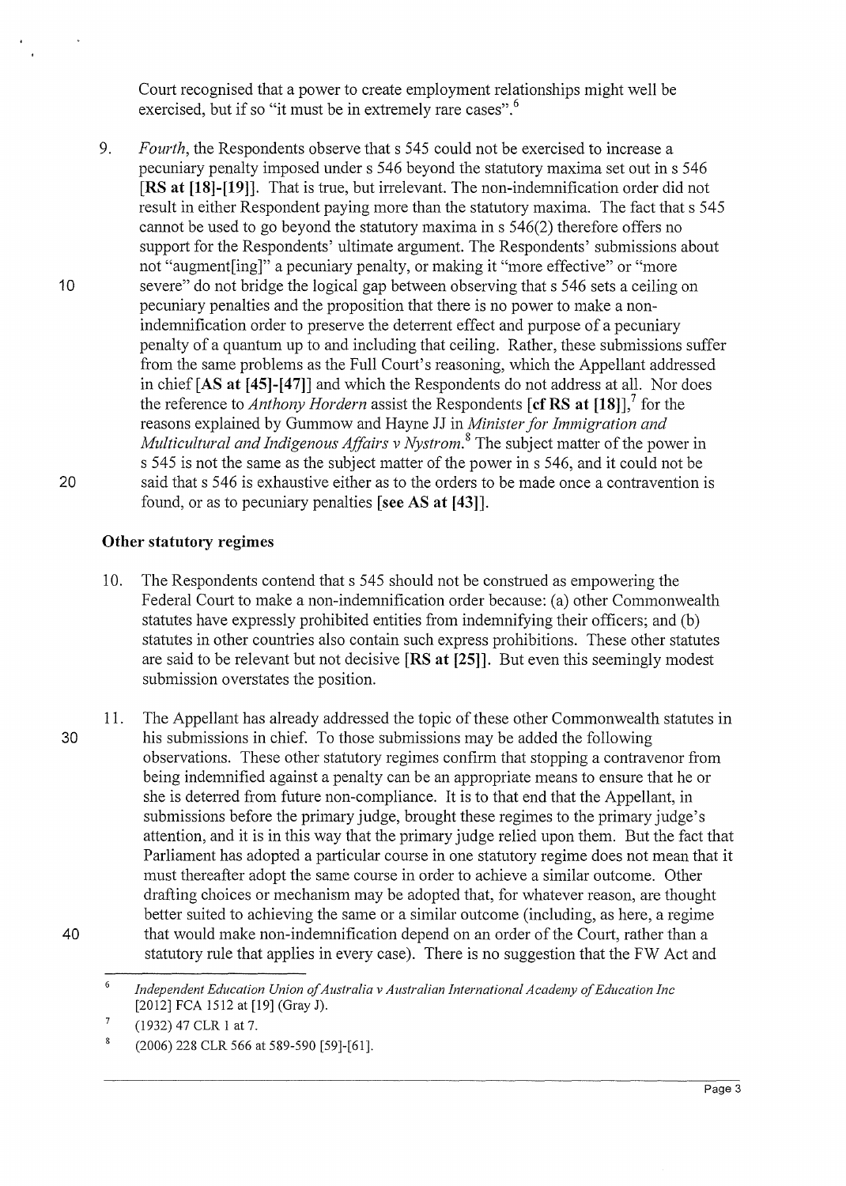Court recognised that a power to create employment relationships might well be exercised, but if so "it must be in extremely rare cases".[6]

9. *Fourth*, the Respondents observe that s 545 could not be exercised to increase a pecuniary penalty imposed under s 546 beyond the statutory maxima set out in s 546 **[RS at [18]-[19]]**. That is true, but irrelevant. The non-indemnification order did not result in either Respondent paying more than the statutory maxima. The fact that s 545 cannot be used to go beyond the statutory maxima in s 546(2) therefore offers no support for the Respondents' ultimate argument. The Respondents' submissions about not "augment[ing]" a pecuniary penalty, or making it "more effective" or "more severe" do not bridge the logical gap between observing that s 546 sets a ceiling on pecuniary penalties and the proposition that there is no power to make a non-indemnification order to preserve the deterrent effect and purpose of a pecuniary penalty of a quantum up to and including that ceiling. Rather, these submissions suffer from the same problems as the Full Court's reasoning, which the Appellant addressed in chief **[AS at [45]-[47]]** and which the Respondents do not address at all. Nor does the reference to *Anthony Hordern* assist the Respondents **[cf RS at [18]]**,[7] for the reasons explained by Gummow and Hayne JJ in *Minister for Immigration and Multicultural and Indigenous Affairs v Nystrom*.[8] The subject matter of the power in s 545 is not the same as the subject matter of the power in s 546, and it could not be said that s 546 is exhaustive either as to the orders to be made once a contravention is found, or as to pecuniary penalties **[see AS at [43]]**.

## Other statutory regimes

10. The Respondents contend that s 545 should not be construed as empowering the Federal Court to make a non-indemnification order because: (a) other Commonwealth statutes have expressly prohibited entities from indemnifying their officers; and (b) statutes in other countries also contain such express prohibitions. These other statutes are said to be relevant but not decisive **[RS at [25]]**. But even this seemingly modest submission overstates the position.

11. The Appellant has already addressed the topic of these other Commonwealth statutes in his submissions in chief. To those submissions may be added the following observations. These other statutory regimes confirm that stopping a contravenor from being indemnified against a penalty can be an appropriate means to ensure that he or she is deterred from future non-compliance. It is to that end that the Appellant, in submissions before the primary judge, brought these regimes to the primary judge's attention, and it is in this way that the primary judge relied upon them. But the fact that Parliament has adopted a particular course in one statutory regime does not mean that it must thereafter adopt the same course in order to achieve a similar outcome. Other drafting choices or mechanism may be adopted that, for whatever reason, are thought better suited to achieving the same or a similar outcome (including, as here, a regime that would make non-indemnification depend on an order of the Court, rather than a statutory rule that applies in every case). There is no suggestion that the FW Act and

---

[6] *Independent Education Union of Australia v Australian International Academy of Education Inc* [2012] FCA 1512 at [19] (Gray J).

[7] (1932) 47 CLR 1 at 7.

[8] (2006) 228 CLR 566 at 589-590 [59]-[61].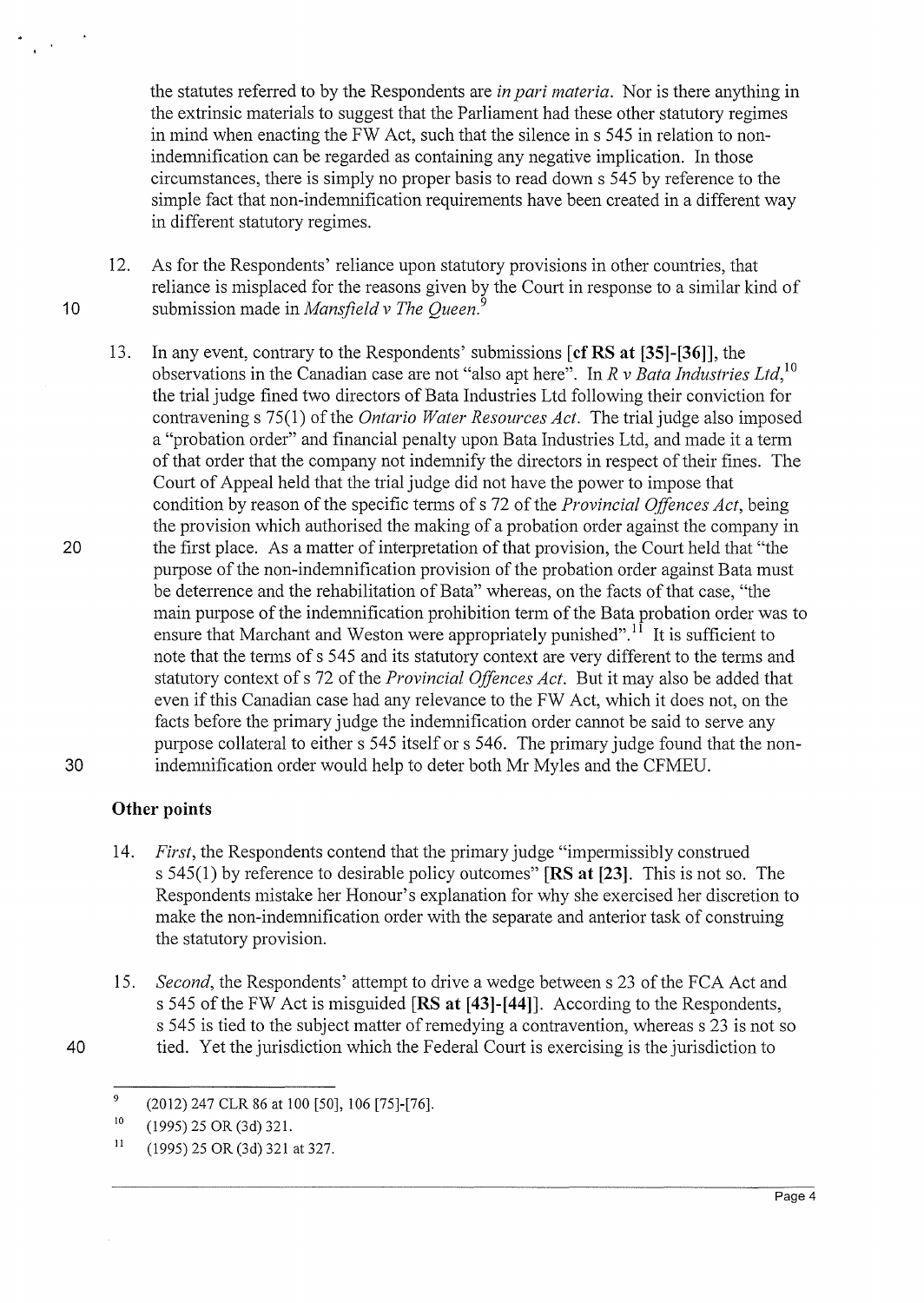the statutes referred to by the Respondents are *in pari materia*. Nor is there anything in the extrinsic materials to suggest that the Parliament had these other statutory regimes in mind when enacting the FW Act, such that the silence in s 545 in relation to non-indemnification can be regarded as containing any negative implication. In those circumstances, there is simply no proper basis to read down s 545 by reference to the simple fact that non-indemnification requirements have been created in a different way in different statutory regimes.

12. As for the Respondents' reliance upon statutory provisions in other countries, that reliance is misplaced for the reasons given by the Court in response to a similar kind of submission made in *Mansfield v The Queen*.[9]

13. In any event, contrary to the Respondents' submissions **[cf RS at [35]-[36]]**, the observations in the Canadian case are not "also apt here". In *R v Bata Industries Ltd*,[10] the trial judge fined two directors of Bata Industries Ltd following their conviction for contravening s 75(1) of the *Ontario Water Resources Act*. The trial judge also imposed a "probation order" and financial penalty upon Bata Industries Ltd, and made it a term of that order that the company not indemnify the directors in respect of their fines. The Court of Appeal held that the trial judge did not have the power to impose that condition by reason of the specific terms of s 72 of the *Provincial Offences Act*, being the provision which authorised the making of a probation order against the company in the first place. As a matter of interpretation of that provision, the Court held that "the purpose of the non-indemnification provision of the probation order against Bata must be deterrence and the rehabilitation of Bata" whereas, on the facts of that case, "the main purpose of the indemnification prohibition term of the Bata probation order was to ensure that Marchant and Weston were appropriately punished".[11] It is sufficient to note that the terms of s 545 and its statutory context are very different to the terms and statutory context of s 72 of the *Provincial Offences Act*. But it may also be added that even if this Canadian case had any relevance to the FW Act, which it does not, on the facts before the primary judge the indemnification order cannot be said to serve any purpose collateral to either s 545 itself or s 546. The primary judge found that the non-indemnification order would help to deter both Mr Myles and the CFMEU.

## Other points

14. *First*, the Respondents contend that the primary judge "impermissibly construed s 545(1) by reference to desirable policy outcomes" **[RS at [23]**. This is not so. The Respondents mistake her Honour's explanation for why she exercised her discretion to make the non-indemnification order with the separate and anterior task of construing the statutory provision.

15. *Second*, the Respondents' attempt to drive a wedge between s 23 of the FCA Act and s 545 of the FW Act is misguided **[RS at [43]-[44]]**. According to the Respondents, s 545 is tied to the subject matter of remedying a contravention, whereas s 23 is not so tied. Yet the jurisdiction which the Federal Court is exercising is the jurisdiction to

---

[9] (2012) 247 CLR 86 at 100 [50], 106 [75]-[76].

[10] (1995) 25 OR (3d) 321.

[11] (1995) 25 OR (3d) 321 at 327.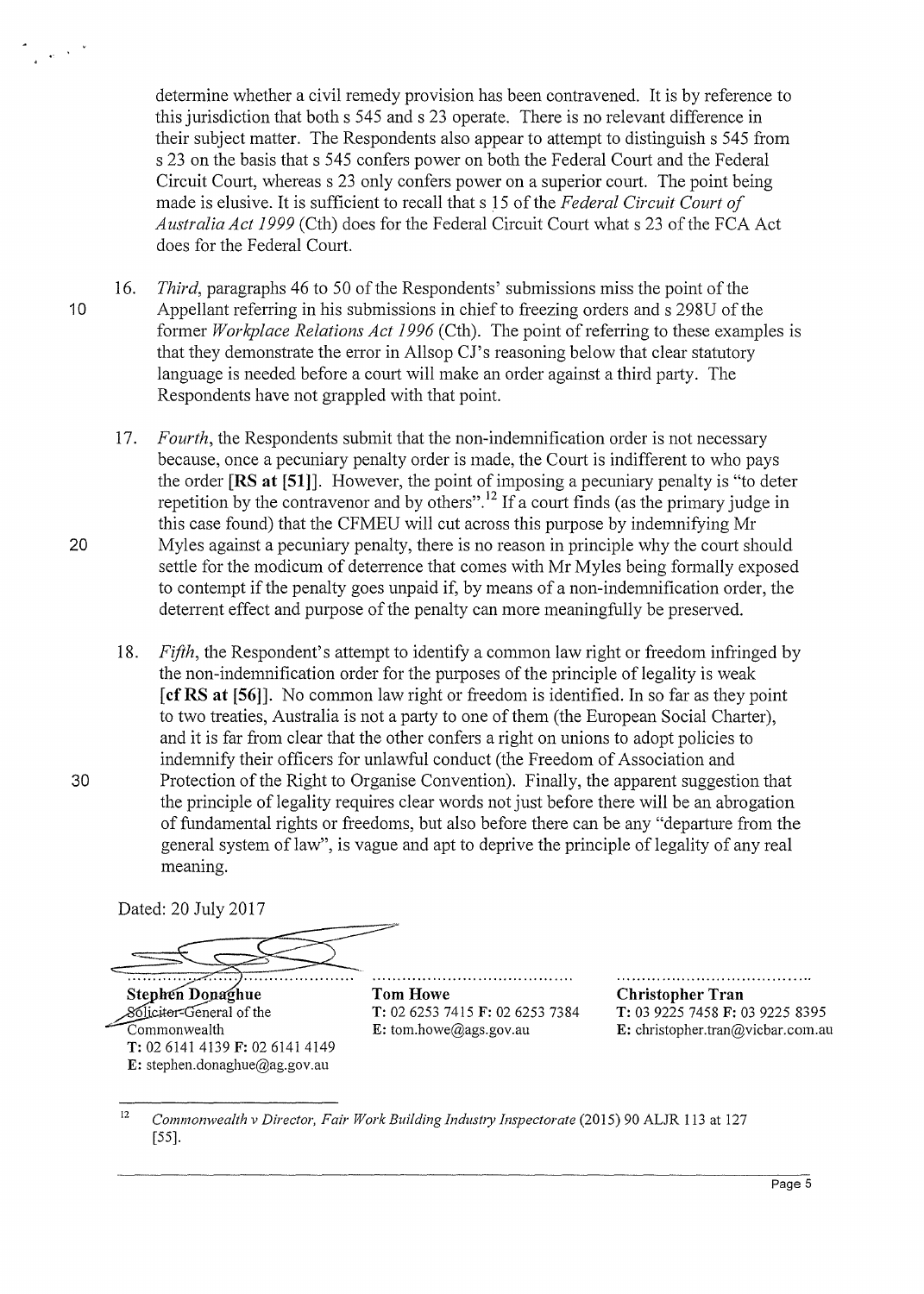determine whether a civil remedy provision has been contravened. It is by reference to this jurisdiction that both s 545 and s 23 operate. There is no relevant difference in their subject matter. The Respondents also appear to attempt to distinguish s 545 from s 23 on the basis that s 545 confers power on both the Federal Court and the Federal Circuit Court, whereas s 23 only confers power on a superior court. The point being made is elusive. It is sufficient to recall that s 15 of the *Federal Circuit Court of Australia Act 1999* (Cth) does for the Federal Circuit Court what s 23 of the FCA Act does for the Federal Court.

16. *Third*, paragraphs 46 to 50 of the Respondents' submissions miss the point of the Appellant referring in his submissions in chief to freezing orders and s 298U of the former *Workplace Relations Act 1996* (Cth). The point of referring to these examples is that they demonstrate the error in Allsop CJ's reasoning below that clear statutory language is needed before a court will make an order against a third party. The Respondents have not grappled with that point.

17. *Fourth*, the Respondents submit that the non-indemnification order is not necessary because, once a pecuniary penalty order is made, the Court is indifferent to who pays the order **[RS at [51]]**. However, the point of imposing a pecuniary penalty is "to deter repetition by the contravenor and by others".[12] If a court finds (as the primary judge in this case found) that the CFMEU will cut across this purpose by indemnifying Mr Myles against a pecuniary penalty, there is no reason in principle why the court should settle for the modicum of deterrence that comes with Mr Myles being formally exposed to contempt if the penalty goes unpaid if, by means of a non-indemnification order, the deterrent effect and purpose of the penalty can more meaningfully be preserved.

18. *Fifth*, the Respondent's attempt to identify a common law right or freedom infringed by the non-indemnification order for the purposes of the principle of legality is weak **[cf RS at [56]]**. No common law right or freedom is identified. In so far as they point to two treaties, Australia is not a party to one of them (the European Social Charter), and it is far from clear that the other confers a right on unions to adopt policies to indemnify their officers for unlawful conduct (the Freedom of Association and Protection of the Right to Organise Convention). Finally, the apparent suggestion that the principle of legality requires clear words not just before there will be an abrogation of fundamental rights or freedoms, but also before there can be any "departure from the general system of law", is vague and apt to deprive the principle of legality of any real meaning.

Dated: 20 July 2017

| | | |
|---|---|---|
| **Stephen Donaghue** | **Tom Howe** | **Christopher Tran** |
| Solicitor-General of the Commonwealth | T: 02 6253 7415 F: 02 6253 7384 | T: 03 9225 7458 F: 03 9225 8395 |
| T: 02 6141 4139 F: 02 6141 4149 | E: tom.howe@ags.gov.au | E: christopher.tran@vicbar.com.au |
| E: stephen.donaghue@ag.gov.au | | |

[12] *Commonwealth v Director, Fair Work Building Industry Inspectorate* (2015) 90 ALJR 113 at 127 [55].